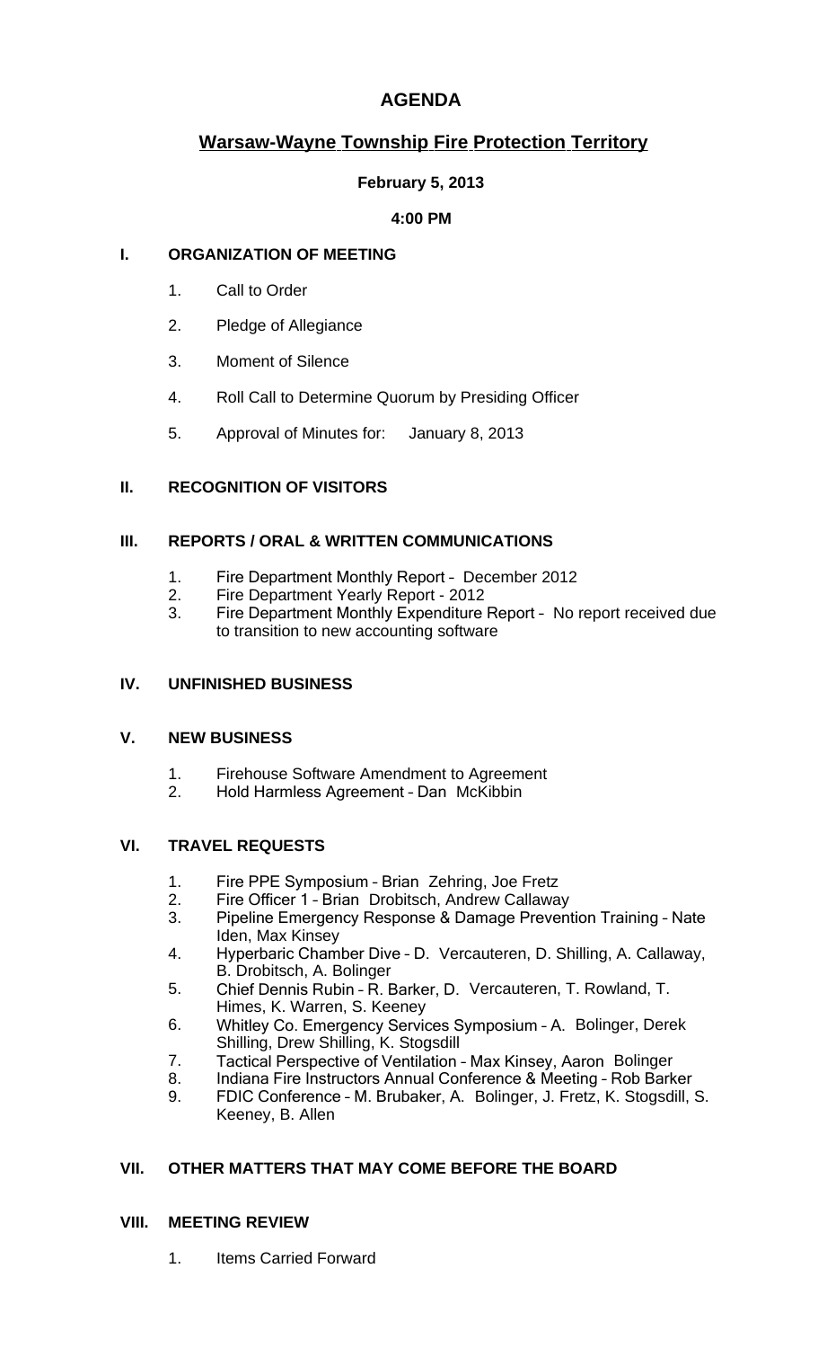# AGENDA

## Warsaw-Wayne Township Fire Protection Territory

**February 5, 2013**

**4:00 PM**

### I. ORGANIZATION OF MEETING

1. Call to Order
2. Pledge of Allegiance
3. Moment of Silence
4. Roll Call to Determine Quorum by Presiding Officer
5. Approval of Minutes for: January 8, 2013

### II. RECOGNITION OF VISITORS

### III. REPORTS / ORAL & WRITTEN COMMUNICATIONS

1. Fire Department Monthly Report – December 2012
2. Fire Department Yearly Report - 2012
3. Fire Department Monthly Expenditure Report – No report received due to transition to new accounting software

### IV. UNFINISHED BUSINESS

### V. NEW BUSINESS

1. Firehouse Software Amendment to Agreement
2. Hold Harmless Agreement – Dan McKibbin

### VI. TRAVEL REQUESTS

1. Fire PPE Symposium – Brian Zehring, Joe Fretz
2. Fire Officer 1 – Brian Drobitsch, Andrew Callaway
3. Pipeline Emergency Response & Damage Prevention Training – Nate Iden, Max Kinsey
4. Hyperbaric Chamber Dive – D. Vercauteren, D. Shilling, A. Callaway, B. Drobitsch, A. Bolinger
5. Chief Dennis Rubin – R. Barker, D. Vercauteren, T. Rowland, T. Himes, K. Warren, S. Keeney
6. Whitley Co. Emergency Services Symposium – A. Bolinger, Derek Shilling, Drew Shilling, K. Stogsdill
7. Tactical Perspective of Ventilation – Max Kinsey, Aaron Bolinger
8. Indiana Fire Instructors Annual Conference & Meeting – Rob Barker
9. FDIC Conference – M. Brubaker, A. Bolinger, J. Fretz, K. Stogsdill, S. Keeney, B. Allen

### VII. OTHER MATTERS THAT MAY COME BEFORE THE BOARD

### VIII. MEETING REVIEW

1. Items Carried Forward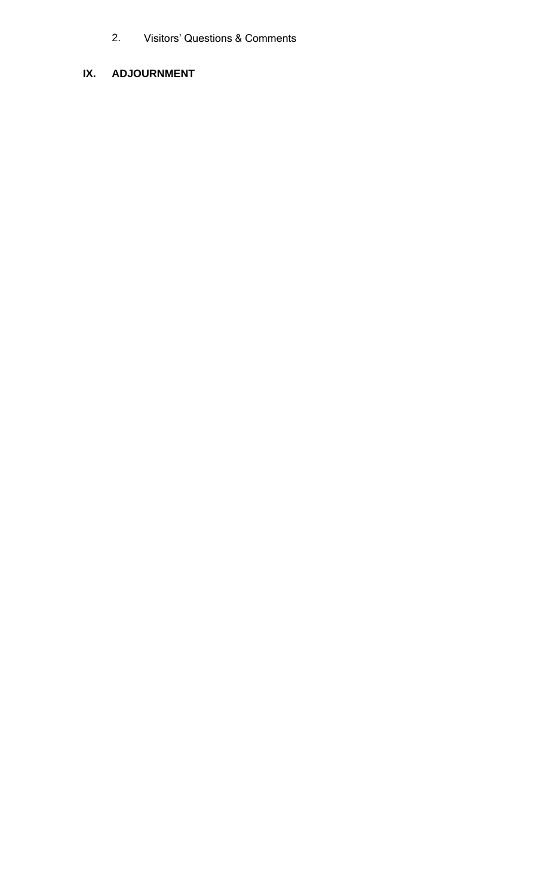2. Visitors' Questions & Comments

## IX. ADJOURNMENT